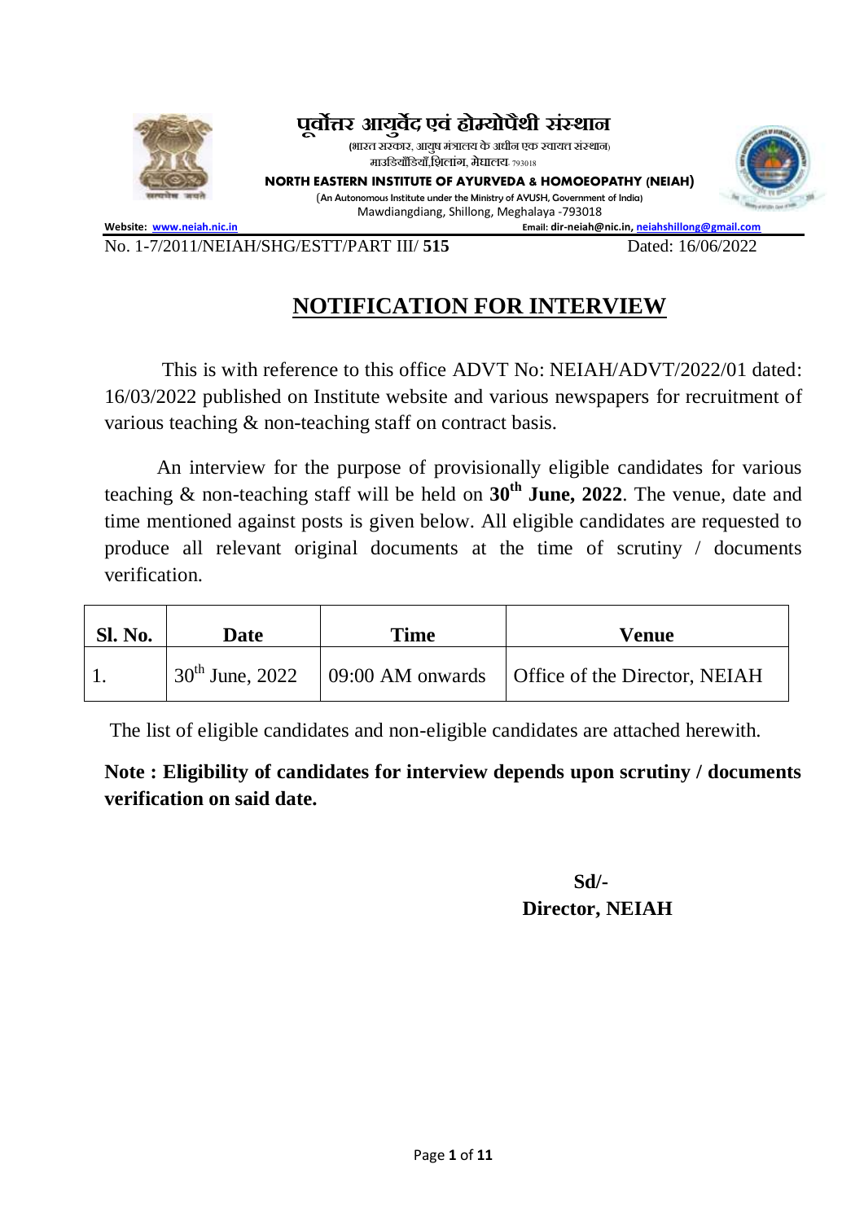**पूर्वोत्तर आयुर्वेद एवं होम्योपैथी संस्थान**

(भारत सरकार, आयुष मंत्रालय के अधीन एक स्वायत्त संस्थान)
माउडियाँडियाँ,शिलांग, मेघालय-793018

**NORTH EASTERN INSTITUTE OF AYURVEDA & HOMOEOPATHY (NEIAH)**

(An Autonomous Institute under the Ministry of AYUSH, Government of India)
Mawdiangdiang, Shillong, Meghalaya -793018

**Website:** www.neiah.nic.in **Email:** dir-neiah@nic.in, neiahshillong@gmail.com

No. 1-7/2011/NEIAH/SHG/ESTT/PART III/ **515** Dated: 16/06/2022

# NOTIFICATION FOR INTERVIEW

This is with reference to this office ADVT No: NEIAH/ADVT/2022/01 dated: 16/03/2022 published on Institute website and various newspapers for recruitment of various teaching & non-teaching staff on contract basis.

An interview for the purpose of provisionally eligible candidates for various teaching & non-teaching staff will be held on **30th June, 2022**. The venue, date and time mentioned against posts is given below. All eligible candidates are requested to produce all relevant original documents at the time of scrutiny / documents verification.

| Sl. No. | Date | Time | Venue |
|---|---|---|---|
| 1. | 30th June, 2022 | 09:00 AM onwards | Office of the Director, NEIAH |

The list of eligible candidates and non-eligible candidates are attached herewith.

**Note : Eligibility of candidates for interview depends upon scrutiny / documents verification on said date.**

**Sd/-**
**Director, NEIAH**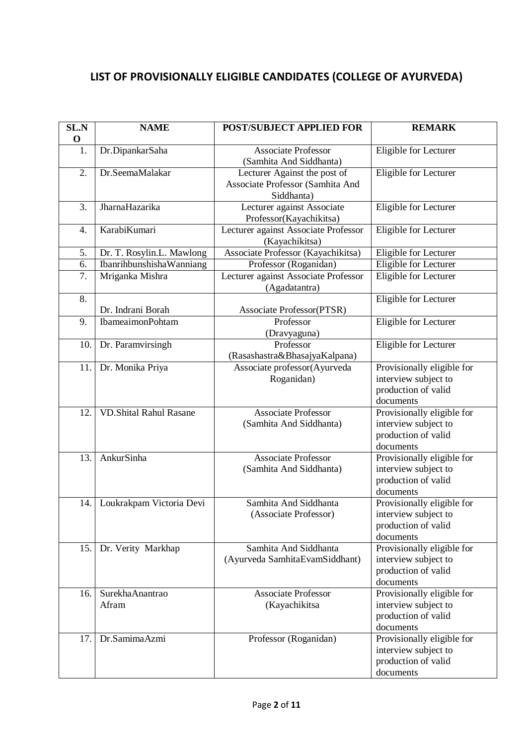# LIST OF PROVISIONALLY ELIGIBLE CANDIDATES (COLLEGE OF AYURVEDA)

| SL.NO | NAME | POST/SUBJECT APPLIED FOR | REMARK |
|---|---|---|---|
| 1. | Dr.DipankarSaha | Associate Professor (Samhita And Siddhanta) | Eligible for Lecturer |
| 2. | Dr.SeemaMalakar | Lecturer Against the post of Associate Professor (Samhita And Siddhanta) | Eligible for Lecturer |
| 3. | JharnaHazarika | Lecturer against Associate Professor(Kayachikitsa) | Eligible for Lecturer |
| 4. | KarabiKumari | Lecturer against Associate Professor (Kayachikitsa) | Eligible for Lecturer |
| 5. | Dr. T. Rosylin.L. Mawlong | Associate Professor (Kayachikitsa) | Eligible for Lecturer |
| 6. | IbanrihbunshishaWanniang | Professor (Roganidan) | Eligible for Lecturer |
| 7. | Mriganka Mishra | Lecturer against Associate Professor (Agadatantra) | Eligible for Lecturer |
| 8. | Dr. Indrani Borah | Associate Professor(PTSR) | Eligible for Lecturer |
| 9. | IbameaimonPohtam | Professor (Dravyaguna) | Eligible for Lecturer |
| 10. | Dr. Paramvirsingh | Professor (Rasashastra&BhasajyaKalpana) | Eligible for Lecturer |
| 11. | Dr. Monika Priya | Associate professor(Ayurveda Roganidan) | Provisionally eligible for interview subject to production of valid documents |
| 12. | VD.Shital Rahul Rasane | Associate Professor (Samhita And Siddhanta) | Provisionally eligible for interview subject to production of valid documents |
| 13. | AnkurSinha | Associate Professor (Samhita And Siddhanta) | Provisionally eligible for interview subject to production of valid documents |
| 14. | Loukrakpam Victoria Devi | Samhita And Siddhanta (Associate Professor) | Provisionally eligible for interview subject to production of valid documents |
| 15. | Dr. Verity Markhap | Samhita And Siddhanta (Ayurveda SamhitaEvamSiddhant) | Provisionally eligible for interview subject to production of valid documents |
| 16. | SurekhaAnantrao Afram | Associate Professor (Kayachikitsa | Provisionally eligible for interview subject to production of valid documents |
| 17. | Dr.SamimaAzmi | Professor (Roganidan) | Provisionally eligible for interview subject to production of valid documents |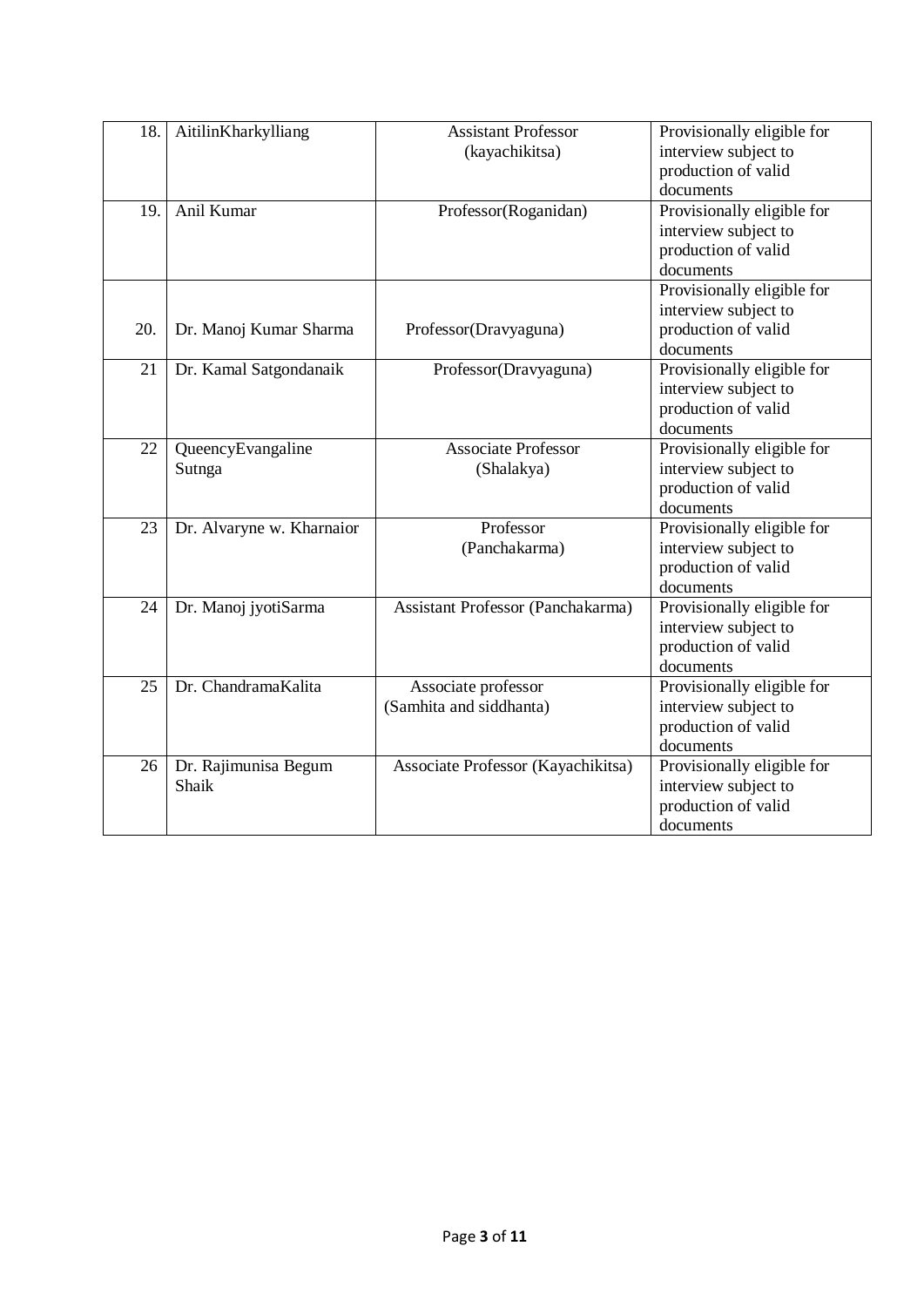| 18. | AitilinKharkylliang | Assistant Professor (kayachikitsa) | Provisionally eligible for interview subject to production of valid documents |
|---|---|---|---|
| 19. | Anil Kumar | Professor(Roganidan) | Provisionally eligible for interview subject to production of valid documents |
| 20. | Dr. Manoj Kumar Sharma | Professor(Dravyaguna) | Provisionally eligible for interview subject to production of valid documents |
| 21 | Dr. Kamal Satgondanaik | Professor(Dravyaguna) | Provisionally eligible for interview subject to production of valid documents |
| 22 | QueencyEvangaline Sutnga | Associate Professor (Shalakya) | Provisionally eligible for interview subject to production of valid documents |
| 23 | Dr. Alvaryne w. Kharnaior | Professor (Panchakarma) | Provisionally eligible for interview subject to production of valid documents |
| 24 | Dr. Manoj jyotiSarma | Assistant Professor (Panchakarma) | Provisionally eligible for interview subject to production of valid documents |
| 25 | Dr. ChandramaKalita | Associate professor (Samhita and siddhanta) | Provisionally eligible for interview subject to production of valid documents |
| 26 | Dr. Rajimunisa Begum Shaik | Associate Professor (Kayachikitsa) | Provisionally eligible for interview subject to production of valid documents |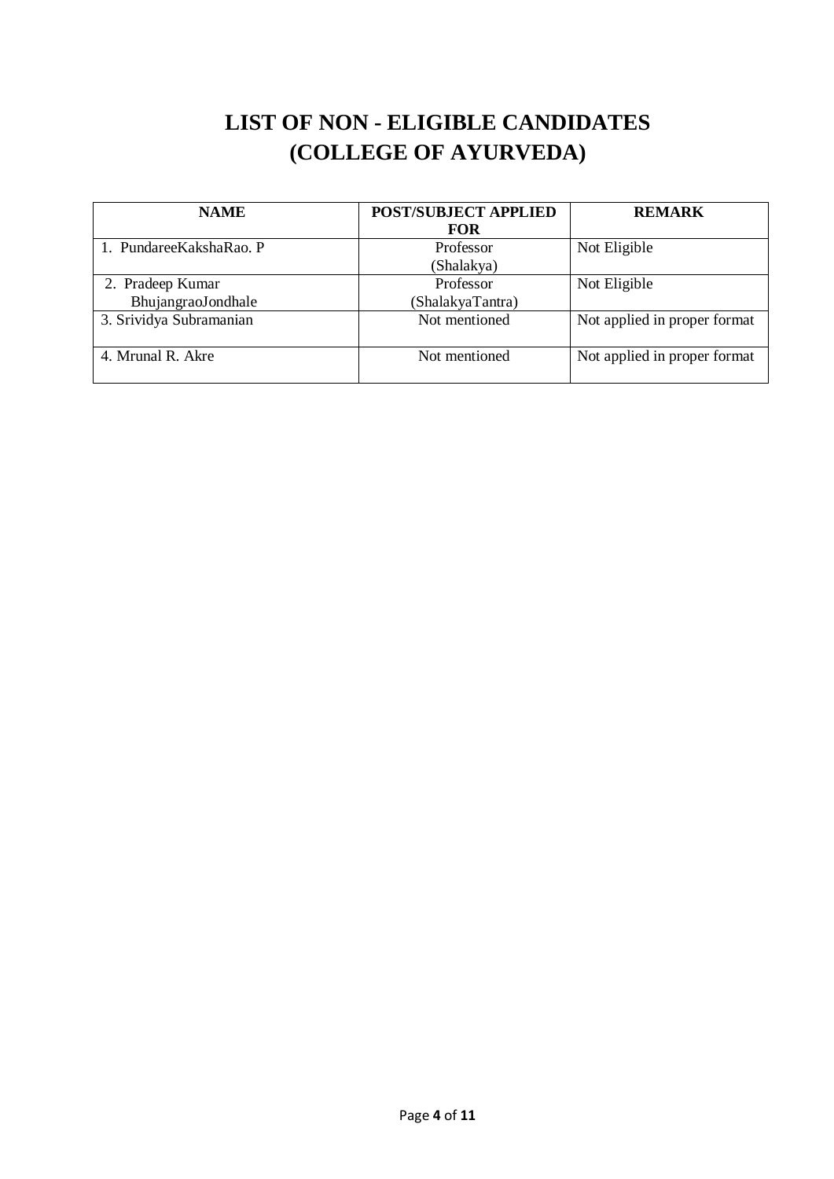# LIST OF NON - ELIGIBLE CANDIDATES
# (COLLEGE OF AYURVEDA)

| NAME | POST/SUBJECT APPLIED FOR | REMARK |
|---|---|---|
| 1. PundareeKakshaRao. P | Professor (Shalakya) | Not Eligible |
| 2. Pradeep Kumar BhujangraoJondhale | Professor (ShalakyaTantra) | Not Eligible |
| 3. Srividya Subramanian | Not mentioned | Not applied in proper format |
| 4. Mrunal R. Akre | Not mentioned | Not applied in proper format |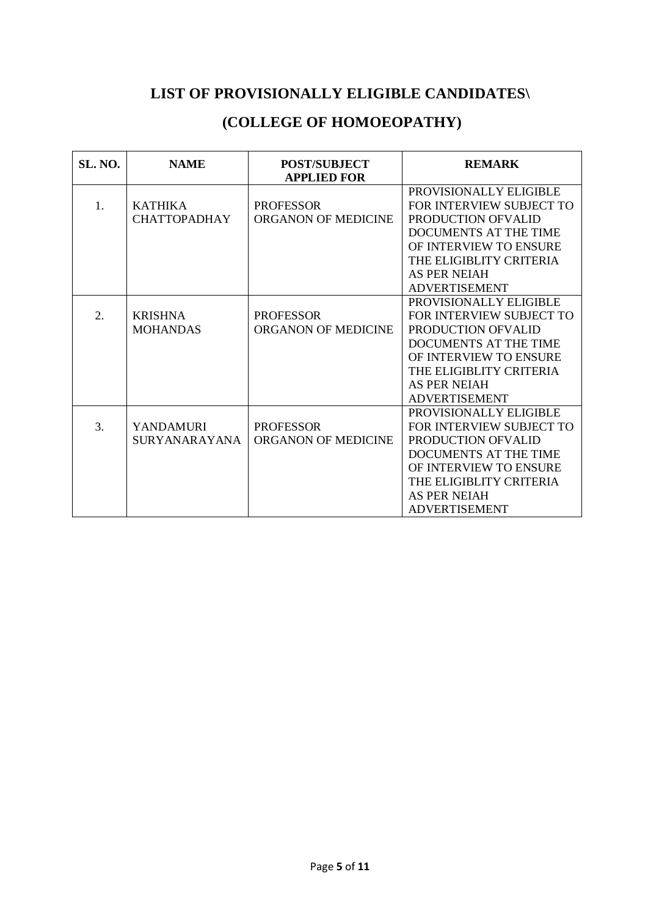# LIST OF PROVISIONALLY ELIGIBLE CANDIDATES\

# (COLLEGE OF HOMOEOPATHY)

| SL. NO. | NAME | POST/SUBJECT APPLIED FOR | REMARK |
|---|---|---|---|
| 1. | KATHIKA CHATTOPADHAY | PROFESSOR ORGANON OF MEDICINE | PROVISIONALLY ELIGIBLE FOR INTERVIEW SUBJECT TO PRODUCTION OFVALID DOCUMENTS AT THE TIME OF INTERVIEW TO ENSURE THE ELIGIBLITY CRITERIA AS PER NEIAH ADVERTISEMENT |
| 2. | KRISHNA MOHANDAS | PROFESSOR ORGANON OF MEDICINE | PROVISIONALLY ELIGIBLE FOR INTERVIEW SUBJECT TO PRODUCTION OFVALID DOCUMENTS AT THE TIME OF INTERVIEW TO ENSURE THE ELIGIBLITY CRITERIA AS PER NEIAH ADVERTISEMENT |
| 3. | YANDAMURI SURYANARAYANA | PROFESSOR ORGANON OF MEDICINE | PROVISIONALLY ELIGIBLE FOR INTERVIEW SUBJECT TO PRODUCTION OFVALID DOCUMENTS AT THE TIME OF INTERVIEW TO ENSURE THE ELIGIBLITY CRITERIA AS PER NEIAH ADVERTISEMENT |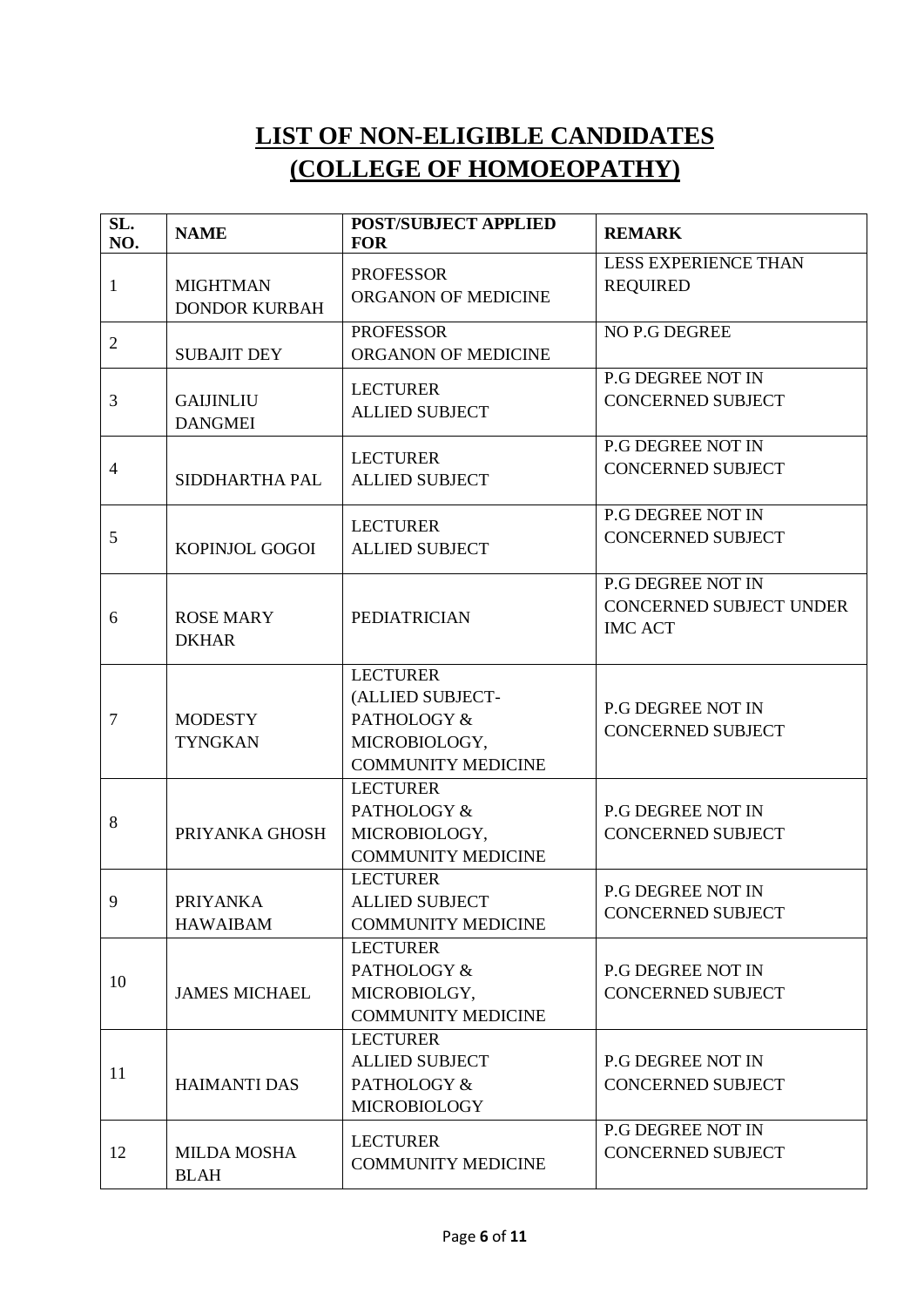# LIST OF NON-ELIGIBLE CANDIDATES
# (COLLEGE OF HOMOEOPATHY)

| SL. NO. | NAME | POST/SUBJECT APPLIED FOR | REMARK |
|---|---|---|---|
| 1 | MIGHTMAN DONDOR KURBAH | PROFESSOR ORGANON OF MEDICINE | LESS EXPERIENCE THAN REQUIRED |
| 2 | SUBAJIT DEY | PROFESSOR ORGANON OF MEDICINE | NO P.G DEGREE |
| 3 | GAIJINLIU DANGMEI | LECTURER ALLIED SUBJECT | P.G DEGREE NOT IN CONCERNED SUBJECT |
| 4 | SIDDHARTHA PAL | LECTURER ALLIED SUBJECT | P.G DEGREE NOT IN CONCERNED SUBJECT |
| 5 | KOPINJOL GOGOI | LECTURER ALLIED SUBJECT | P.G DEGREE NOT IN CONCERNED SUBJECT |
| 6 | ROSE MARY DKHAR | PEDIATRICIAN | P.G DEGREE NOT IN CONCERNED SUBJECT UNDER IMC ACT |
| 7 | MODESTY TYNGKAN | LECTURER (ALLIED SUBJECT- PATHOLOGY & MICROBIOLOGY, COMMUNITY MEDICINE | P.G DEGREE NOT IN CONCERNED SUBJECT |
| 8 | PRIYANKA GHOSH | LECTURER PATHOLOGY & MICROBIOLOGY, COMMUNITY MEDICINE | P.G DEGREE NOT IN CONCERNED SUBJECT |
| 9 | PRIYANKA HAWAIBAM | LECTURER ALLIED SUBJECT COMMUNITY MEDICINE | P.G DEGREE NOT IN CONCERNED SUBJECT |
| 10 | JAMES MICHAEL | LECTURER PATHOLOGY & MICROBIOLGY, COMMUNITY MEDICINE | P.G DEGREE NOT IN CONCERNED SUBJECT |
| 11 | HAIMANTI DAS | LECTURER ALLIED SUBJECT PATHOLOGY & MICROBIOLOGY | P.G DEGREE NOT IN CONCERNED SUBJECT |
| 12 | MILDA MOSHA BLAH | LECTURER COMMUNITY MEDICINE | P.G DEGREE NOT IN CONCERNED SUBJECT |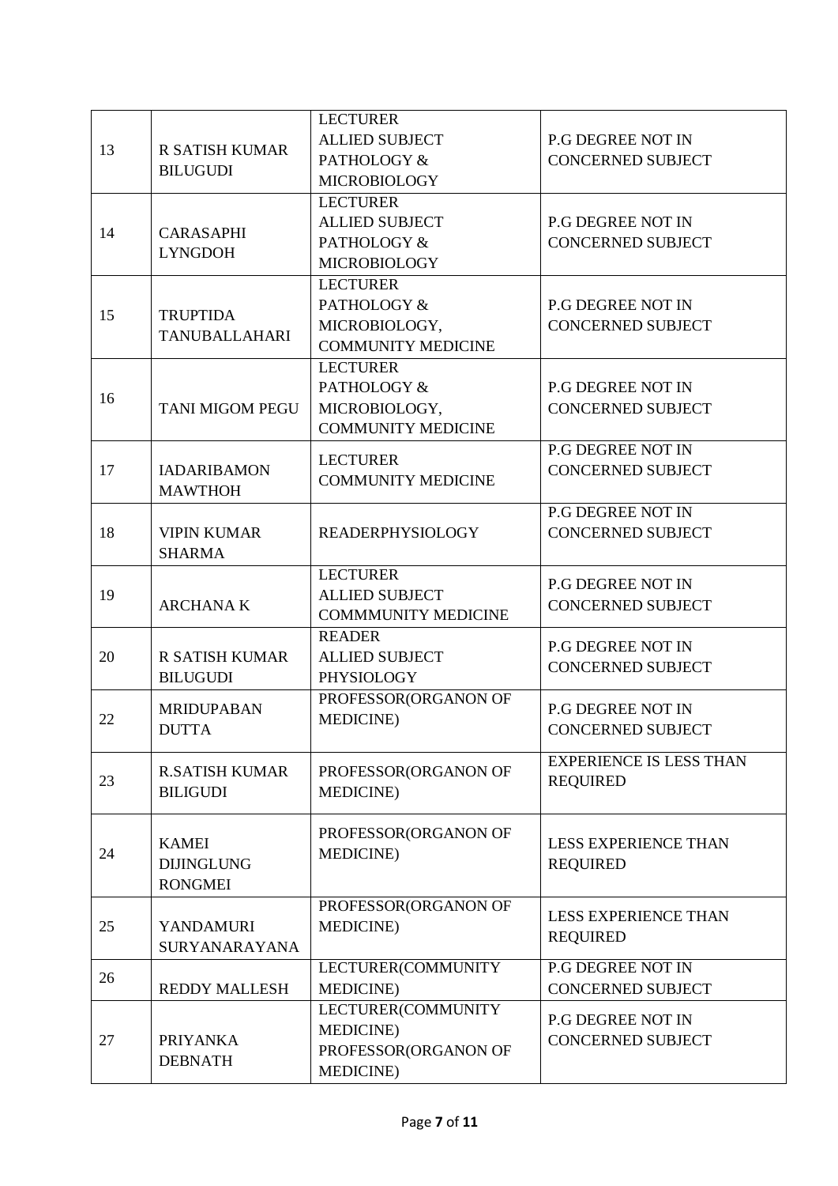| 13 | R SATISH KUMAR BILUGUDI | LECTURER ALLIED SUBJECT PATHOLOGY & MICROBIOLOGY | P.G DEGREE NOT IN CONCERNED SUBJECT |
|---|---|---|---|
| 14 | CARASAPHI LYNGDOH | LECTURER ALLIED SUBJECT PATHOLOGY & MICROBIOLOGY | P.G DEGREE NOT IN CONCERNED SUBJECT |
| 15 | TRUPTIDA TANUBALLAHARI | LECTURER PATHOLOGY & MICROBIOLOGY, COMMUNITY MEDICINE | P.G DEGREE NOT IN CONCERNED SUBJECT |
| 16 | TANI MIGOM PEGU | LECTURER PATHOLOGY & MICROBIOLOGY, COMMUNITY MEDICINE | P.G DEGREE NOT IN CONCERNED SUBJECT |
| 17 | IADARIBAMON MAWTHOH | LECTURER COMMUNITY MEDICINE | P.G DEGREE NOT IN CONCERNED SUBJECT |
| 18 | VIPIN KUMAR SHARMA | READERPHYSIOLOGY | P.G DEGREE NOT IN CONCERNED SUBJECT |
| 19 | ARCHANA K | LECTURER ALLIED SUBJECT COMMMUNITY MEDICINE | P.G DEGREE NOT IN CONCERNED SUBJECT |
| 20 | R SATISH KUMAR BILUGUDI | READER ALLIED SUBJECT PHYSIOLOGY | P.G DEGREE NOT IN CONCERNED SUBJECT |
| 22 | MRIDUPABAN DUTTA | PROFESSOR(ORGANON OF MEDICINE) | P.G DEGREE NOT IN CONCERNED SUBJECT |
| 23 | R.SATISH KUMAR BILIGUDI | PROFESSOR(ORGANON OF MEDICINE) | EXPERIENCE IS LESS THAN REQUIRED |
| 24 | KAMEI DIJINGLUNG RONGMEI | PROFESSOR(ORGANON OF MEDICINE) | LESS EXPERIENCE THAN REQUIRED |
| 25 | YANDAMURI SURYANARAYANA | PROFESSOR(ORGANON OF MEDICINE) | LESS EXPERIENCE THAN REQUIRED |
| 26 | REDDY MALLESH | LECTURER(COMMUNITY MEDICINE) | P.G DEGREE NOT IN CONCERNED SUBJECT |
| 27 | PRIYANKA DEBNATH | LECTURER(COMMUNITY MEDICINE) PROFESSOR(ORGANON OF MEDICINE) | P.G DEGREE NOT IN CONCERNED SUBJECT |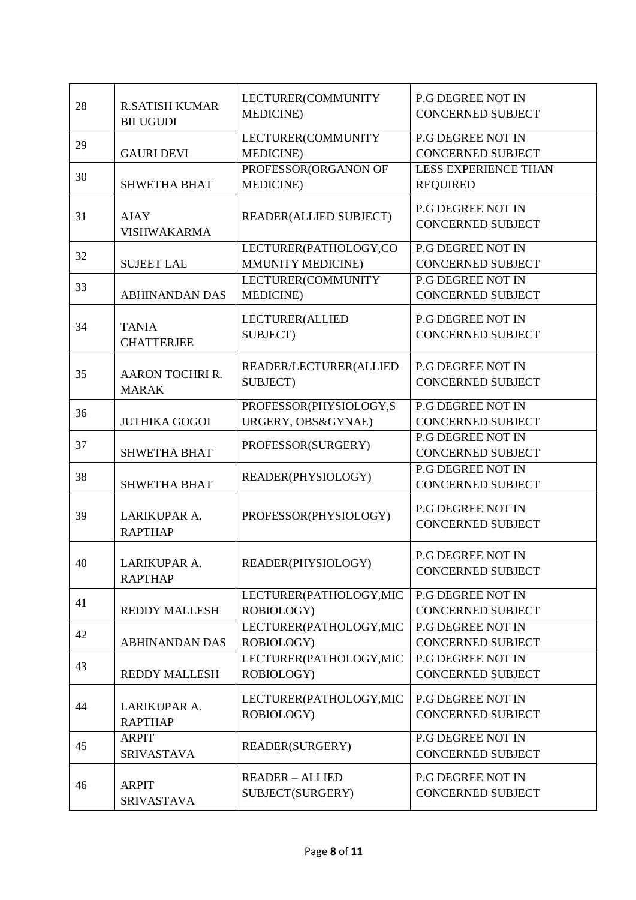| 28 | R.SATISH KUMAR BILUGUDI | LECTURER(COMMUNITY MEDICINE) | P.G DEGREE NOT IN CONCERNED SUBJECT |
|---|---|---|---|
| 29 | GAURI DEVI | LECTURER(COMMUNITY MEDICINE) | P.G DEGREE NOT IN CONCERNED SUBJECT |
| 30 | SHWETHA BHAT | PROFESSOR(ORGANON OF MEDICINE) | LESS EXPERIENCE THAN REQUIRED |
| 31 | AJAY VISHWAKARMA | READER(ALLIED SUBJECT) | P.G DEGREE NOT IN CONCERNED SUBJECT |
| 32 | SUJEET LAL | LECTURER(PATHOLOGY,COMMUNITY MEDICINE) | P.G DEGREE NOT IN CONCERNED SUBJECT |
| 33 | ABHINANDAN DAS | LECTURER(COMMUNITY MEDICINE) | P.G DEGREE NOT IN CONCERNED SUBJECT |
| 34 | TANIA CHATTERJEE | LECTURER(ALLIED SUBJECT) | P.G DEGREE NOT IN CONCERNED SUBJECT |
| 35 | AARON TOCHRI R. MARAK | READER/LECTURER(ALLIED SUBJECT) | P.G DEGREE NOT IN CONCERNED SUBJECT |
| 36 | JUTHIKA GOGOI | PROFESSOR(PHYSIOLOGY,SURGERY, OBS&GYNAE) | P.G DEGREE NOT IN CONCERNED SUBJECT |
| 37 | SHWETHA BHAT | PROFESSOR(SURGERY) | P.G DEGREE NOT IN CONCERNED SUBJECT |
| 38 | SHWETHA BHAT | READER(PHYSIOLOGY) | P.G DEGREE NOT IN CONCERNED SUBJECT |
| 39 | LARIKUPAR A. RAPTHAP | PROFESSOR(PHYSIOLOGY) | P.G DEGREE NOT IN CONCERNED SUBJECT |
| 40 | LARIKUPAR A. RAPTHAP | READER(PHYSIOLOGY) | P.G DEGREE NOT IN CONCERNED SUBJECT |
| 41 | REDDY MALLESH | LECTURER(PATHOLOGY,MICROBIOLOGY) | P.G DEGREE NOT IN CONCERNED SUBJECT |
| 42 | ABHINANDAN DAS | LECTURER(PATHOLOGY,MICROBIOLOGY) | P.G DEGREE NOT IN CONCERNED SUBJECT |
| 43 | REDDY MALLESH | LECTURER(PATHOLOGY,MICROBIOLOGY) | P.G DEGREE NOT IN CONCERNED SUBJECT |
| 44 | LARIKUPAR A. RAPTHAP | LECTURER(PATHOLOGY,MICROBIOLOGY) | P.G DEGREE NOT IN CONCERNED SUBJECT |
| 45 | ARPIT SRIVASTAVA | READER(SURGERY) | P.G DEGREE NOT IN CONCERNED SUBJECT |
| 46 | ARPIT SRIVASTAVA | READER – ALLIED SUBJECT(SURGERY) | P.G DEGREE NOT IN CONCERNED SUBJECT |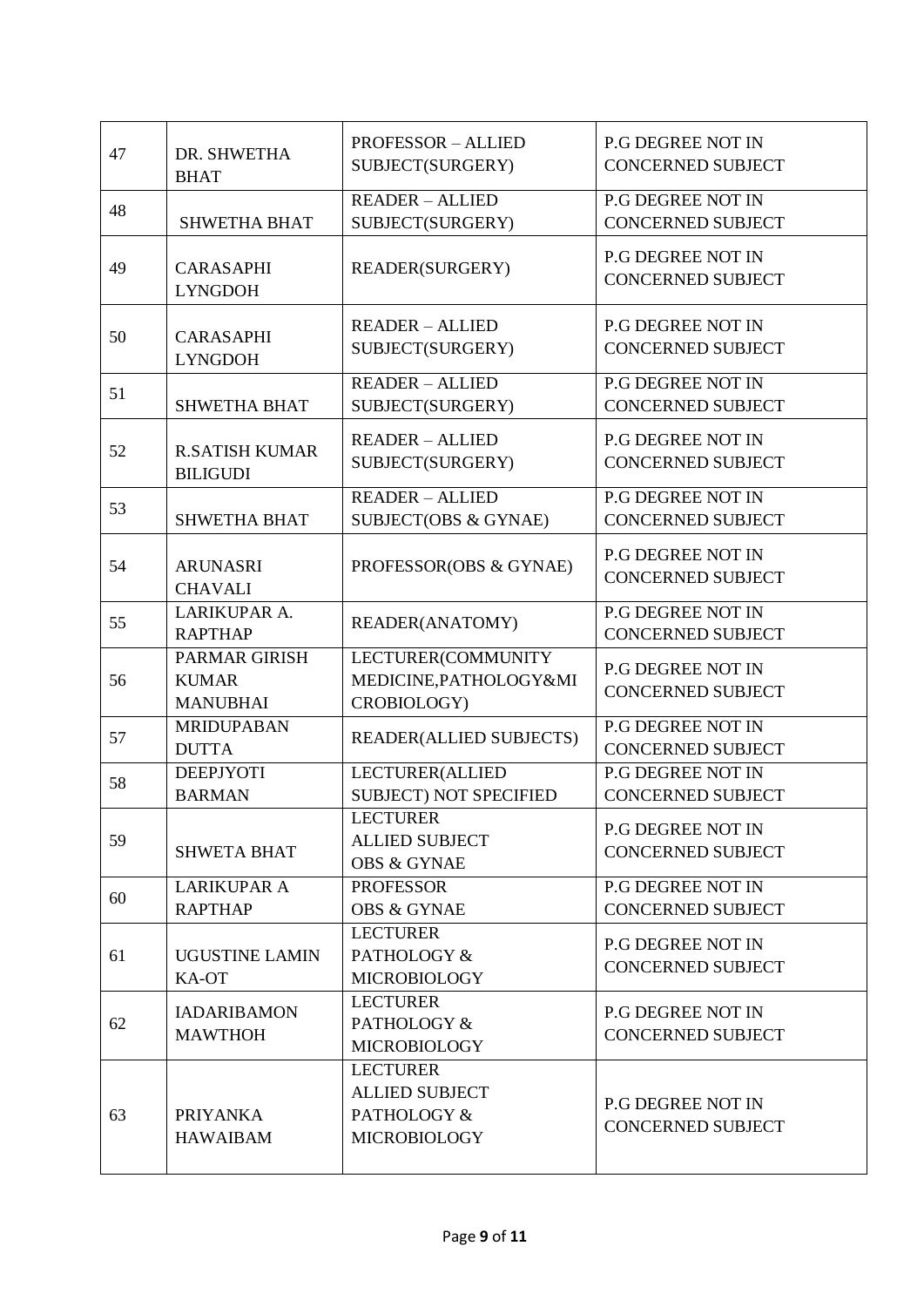| 47 | DR. SHWETHA BHAT | PROFESSOR – ALLIED SUBJECT(SURGERY) | P.G DEGREE NOT IN CONCERNED SUBJECT |
|---|---|---|---|
| 48 | SHWETHA BHAT | READER – ALLIED SUBJECT(SURGERY) | P.G DEGREE NOT IN CONCERNED SUBJECT |
| 49 | CARASAPHI LYNGDOH | READER(SURGERY) | P.G DEGREE NOT IN CONCERNED SUBJECT |
| 50 | CARASAPHI LYNGDOH | READER – ALLIED SUBJECT(SURGERY) | P.G DEGREE NOT IN CONCERNED SUBJECT |
| 51 | SHWETHA BHAT | READER – ALLIED SUBJECT(SURGERY) | P.G DEGREE NOT IN CONCERNED SUBJECT |
| 52 | R.SATISH KUMAR BILIGUDI | READER – ALLIED SUBJECT(SURGERY) | P.G DEGREE NOT IN CONCERNED SUBJECT |
| 53 | SHWETHA BHAT | READER – ALLIED SUBJECT(OBS & GYNAE) | P.G DEGREE NOT IN CONCERNED SUBJECT |
| 54 | ARUNASRI CHAVALI | PROFESSOR(OBS & GYNAE) | P.G DEGREE NOT IN CONCERNED SUBJECT |
| 55 | LARIKUPAR A. RAPTHAP | READER(ANATOMY) | P.G DEGREE NOT IN CONCERNED SUBJECT |
| 56 | PARMAR GIRISH KUMAR MANUBHAI | LECTURER(COMMUNITY MEDICINE,PATHOLOGY&MICROBIOLOGY) | P.G DEGREE NOT IN CONCERNED SUBJECT |
| 57 | MRIDUPABAN DUTTA | READER(ALLIED SUBJECTS) | P.G DEGREE NOT IN CONCERNED SUBJECT |
| 58 | DEEPJYOTI BARMAN | LECTURER(ALLIED SUBJECT) NOT SPECIFIED | P.G DEGREE NOT IN CONCERNED SUBJECT |
| 59 | SHWETA BHAT | LECTURER ALLIED SUBJECT OBS & GYNAE | P.G DEGREE NOT IN CONCERNED SUBJECT |
| 60 | LARIKUPAR A RAPTHAP | PROFESSOR OBS & GYNAE | P.G DEGREE NOT IN CONCERNED SUBJECT |
| 61 | UGUSTINE LAMIN KA-OT | LECTURER PATHOLOGY & MICROBIOLOGY | P.G DEGREE NOT IN CONCERNED SUBJECT |
| 62 | IADARIBAMON MAWTHOH | LECTURER PATHOLOGY & MICROBIOLOGY | P.G DEGREE NOT IN CONCERNED SUBJECT |
| 63 | PRIYANKA HAWAIBAM | LECTURER ALLIED SUBJECT PATHOLOGY & MICROBIOLOGY | P.G DEGREE NOT IN CONCERNED SUBJECT |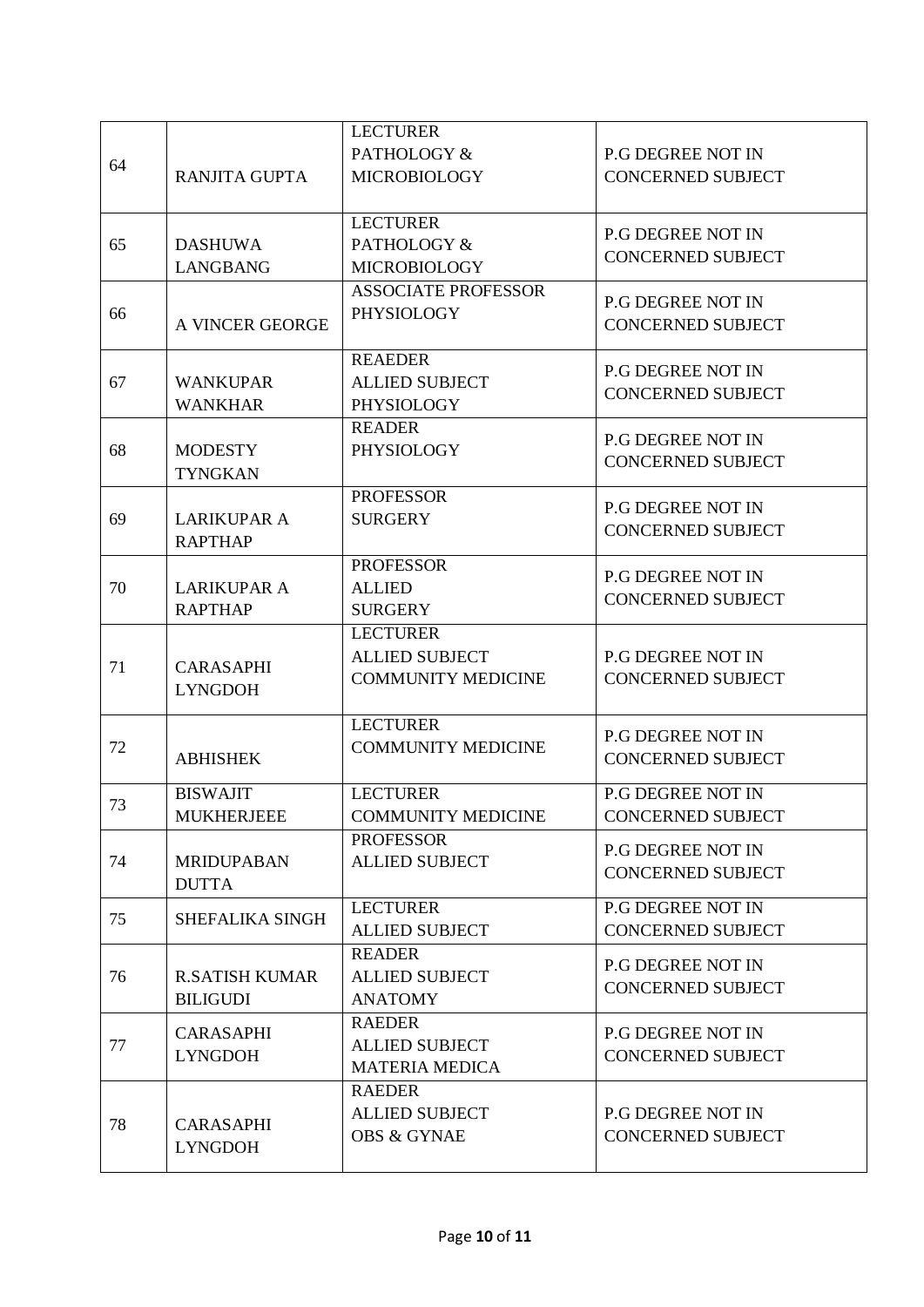| 64 | RANJITA GUPTA | LECTURER PATHOLOGY & MICROBIOLOGY | P.G DEGREE NOT IN CONCERNED SUBJECT |
|---|---|---|---|
| 65 | DASHUWA LANGBANG | LECTURER PATHOLOGY & MICROBIOLOGY | P.G DEGREE NOT IN CONCERNED SUBJECT |
| 66 | A VINCER GEORGE | ASSOCIATE PROFESSOR PHYSIOLOGY | P.G DEGREE NOT IN CONCERNED SUBJECT |
| 67 | WANKUPAR WANKHAR | REAEDER ALLIED SUBJECT PHYSIOLOGY | P.G DEGREE NOT IN CONCERNED SUBJECT |
| 68 | MODESTY TYNGKAN | READER PHYSIOLOGY | P.G DEGREE NOT IN CONCERNED SUBJECT |
| 69 | LARIKUPAR A RAPTHAP | PROFESSOR SURGERY | P.G DEGREE NOT IN CONCERNED SUBJECT |
| 70 | LARIKUPAR A RAPTHAP | PROFESSOR ALLIED SURGERY | P.G DEGREE NOT IN CONCERNED SUBJECT |
| 71 | CARASAPHI LYNGDOH | LECTURER ALLIED SUBJECT COMMUNITY MEDICINE | P.G DEGREE NOT IN CONCERNED SUBJECT |
| 72 | ABHISHEK | LECTURER COMMUNITY MEDICINE | P.G DEGREE NOT IN CONCERNED SUBJECT |
| 73 | BISWAJIT MUKHERJEEE | LECTURER COMMUNITY MEDICINE | P.G DEGREE NOT IN CONCERNED SUBJECT |
| 74 | MRIDUPABAN DUTTA | PROFESSOR ALLIED SUBJECT | P.G DEGREE NOT IN CONCERNED SUBJECT |
| 75 | SHEFALIKA SINGH | LECTURER ALLIED SUBJECT | P.G DEGREE NOT IN CONCERNED SUBJECT |
| 76 | R.SATISH KUMAR BILIGUDI | READER ALLIED SUBJECT ANATOMY | P.G DEGREE NOT IN CONCERNED SUBJECT |
| 77 | CARASAPHI LYNGDOH | RAEDER ALLIED SUBJECT MATERIA MEDICA | P.G DEGREE NOT IN CONCERNED SUBJECT |
| 78 | CARASAPHI LYNGDOH | RAEDER ALLIED SUBJECT OBS & GYNAE | P.G DEGREE NOT IN CONCERNED SUBJECT |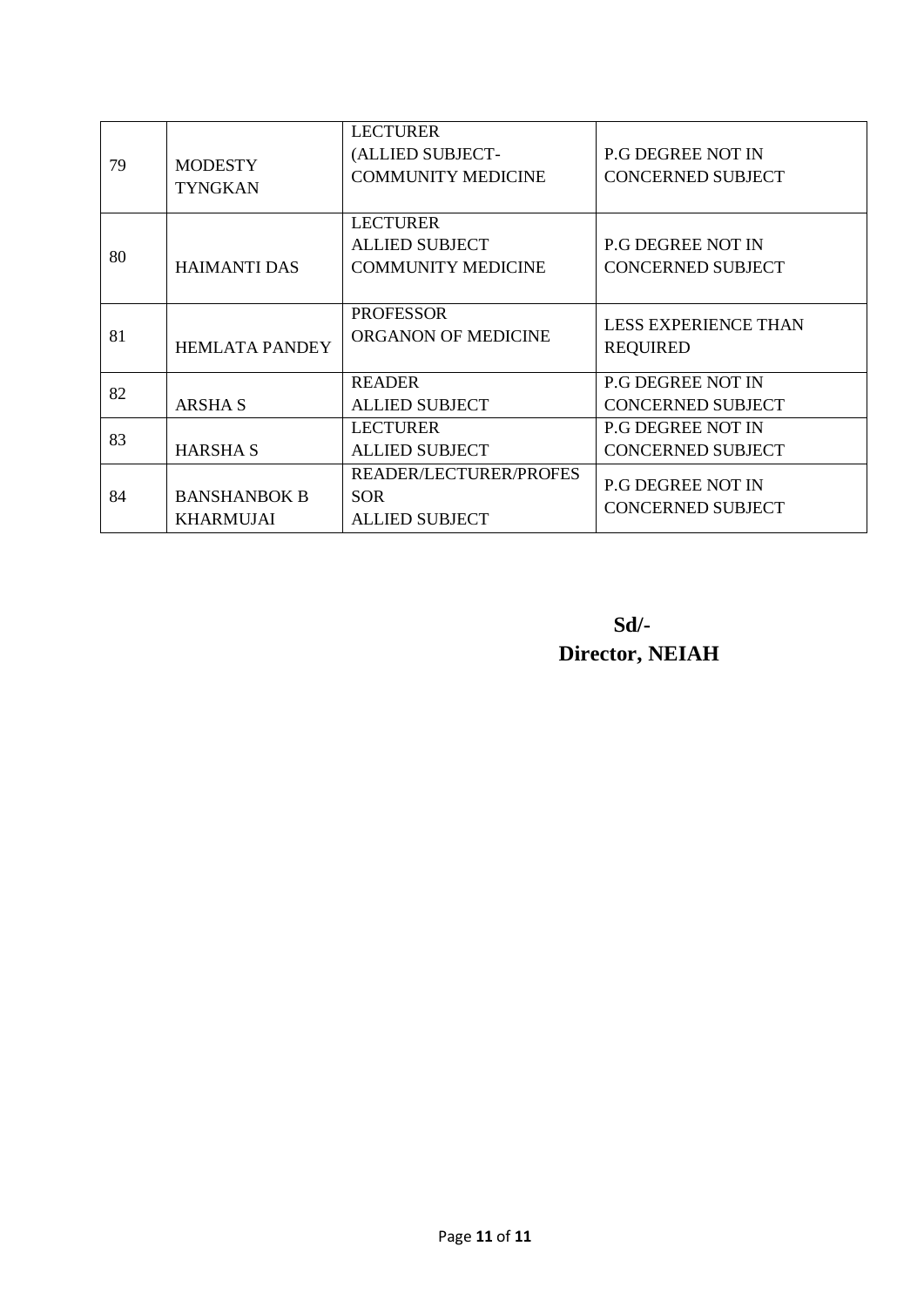| | | | |
|---|---|---|---|
| 79 | MODESTY TYNGKAN | LECTURER (ALLIED SUBJECT- COMMUNITY MEDICINE | P.G DEGREE NOT IN CONCERNED SUBJECT |
| 80 | HAIMANTI DAS | LECTURER ALLIED SUBJECT COMMUNITY MEDICINE | P.G DEGREE NOT IN CONCERNED SUBJECT |
| 81 | HEMLATA PANDEY | PROFESSOR ORGANON OF MEDICINE | LESS EXPERIENCE THAN REQUIRED |
| 82 | ARSHA S | READER ALLIED SUBJECT | P.G DEGREE NOT IN CONCERNED SUBJECT |
| 83 | HARSHA S | LECTURER ALLIED SUBJECT | P.G DEGREE NOT IN CONCERNED SUBJECT |
| 84 | BANSHANBOK B KHARMUJAI | READER/LECTURER/PROFESSOR ALLIED SUBJECT | P.G DEGREE NOT IN CONCERNED SUBJECT |

**Sd/-**
**Director, NEIAH**